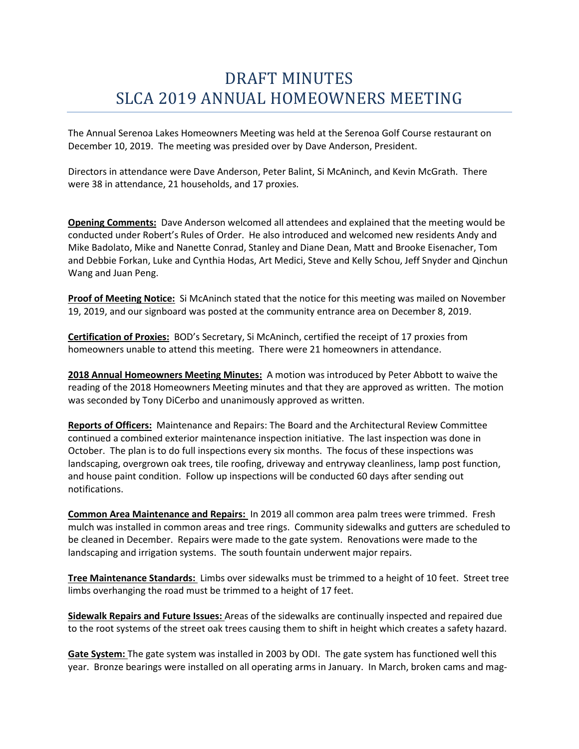# DRAFT MINUTES
# SLCA 2019 ANNUAL HOMEOWNERS MEETING

The Annual Serenoa Lakes Homeowners Meeting was held at the Serenoa Golf Course restaurant on December 10, 2019. The meeting was presided over by Dave Anderson, President.

Directors in attendance were Dave Anderson, Peter Balint, Si McAninch, and Kevin McGrath. There were 38 in attendance, 21 households, and 17 proxies.

**Opening Comments:** Dave Anderson welcomed all attendees and explained that the meeting would be conducted under Robert's Rules of Order. He also introduced and welcomed new residents Andy and Mike Badolato, Mike and Nanette Conrad, Stanley and Diane Dean, Matt and Brooke Eisenacher, Tom and Debbie Forkan, Luke and Cynthia Hodas, Art Medici, Steve and Kelly Schou, Jeff Snyder and Qinchun Wang and Juan Peng.

**Proof of Meeting Notice:** Si McAninch stated that the notice for this meeting was mailed on November 19, 2019, and our signboard was posted at the community entrance area on December 8, 2019.

**Certification of Proxies:** BOD's Secretary, Si McAninch, certified the receipt of 17 proxies from homeowners unable to attend this meeting. There were 21 homeowners in attendance.

**2018 Annual Homeowners Meeting Minutes:** A motion was introduced by Peter Abbott to waive the reading of the 2018 Homeowners Meeting minutes and that they are approved as written. The motion was seconded by Tony DiCerbo and unanimously approved as written.

**Reports of Officers:** Maintenance and Repairs: The Board and the Architectural Review Committee continued a combined exterior maintenance inspection initiative. The last inspection was done in October. The plan is to do full inspections every six months. The focus of these inspections was landscaping, overgrown oak trees, tile roofing, driveway and entryway cleanliness, lamp post function, and house paint condition. Follow up inspections will be conducted 60 days after sending out notifications.

**Common Area Maintenance and Repairs:** In 2019 all common area palm trees were trimmed. Fresh mulch was installed in common areas and tree rings. Community sidewalks and gutters are scheduled to be cleaned in December. Repairs were made to the gate system. Renovations were made to the landscaping and irrigation systems. The south fountain underwent major repairs.

**Tree Maintenance Standards:** Limbs over sidewalks must be trimmed to a height of 10 feet. Street tree limbs overhanging the road must be trimmed to a height of 17 feet.

**Sidewalk Repairs and Future Issues:** Areas of the sidewalks are continually inspected and repaired due to the root systems of the street oak trees causing them to shift in height which creates a safety hazard.

**Gate System:** The gate system was installed in 2003 by ODI. The gate system has functioned well this year. Bronze bearings were installed on all operating arms in January. In March, broken cams and mag-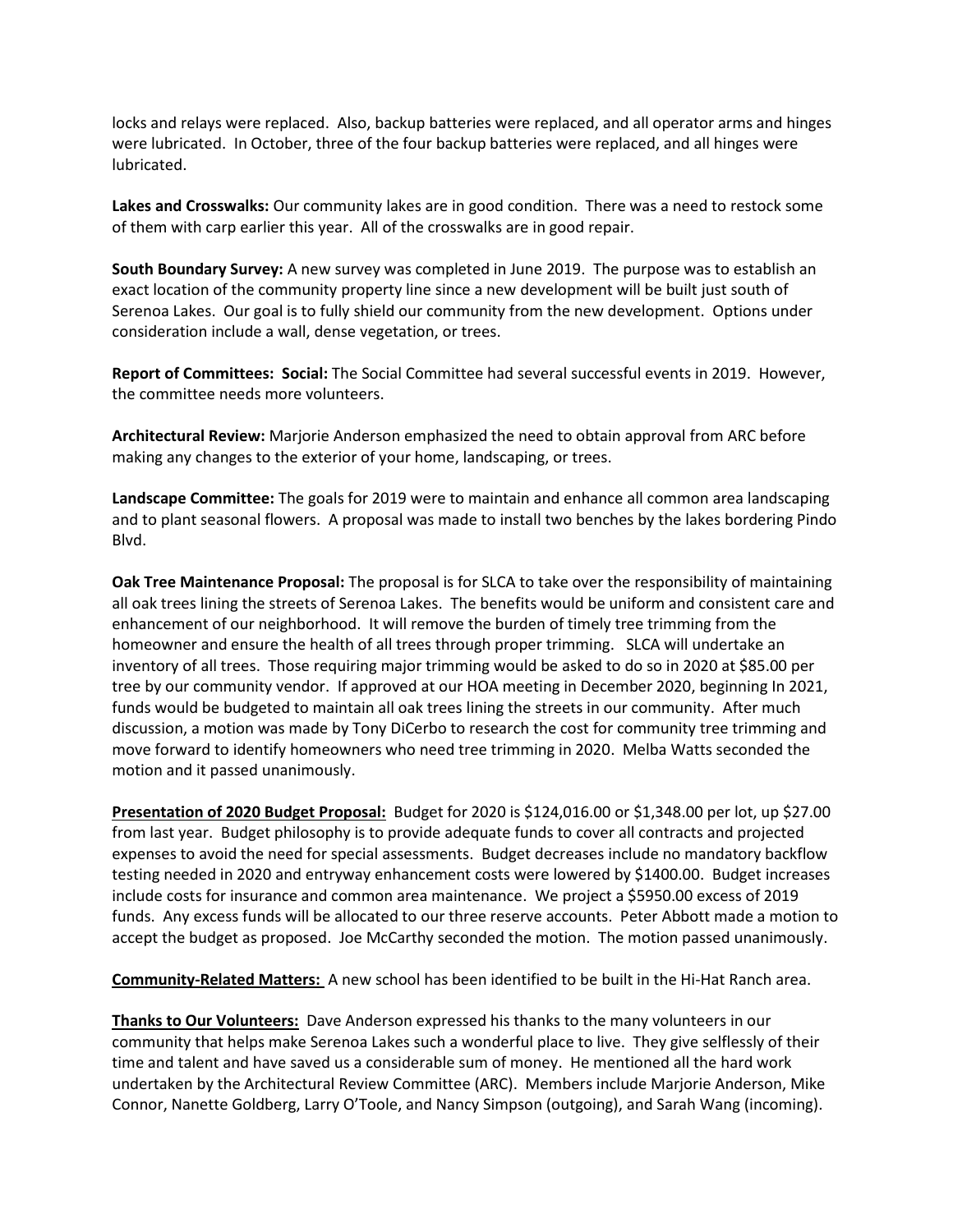locks and relays were replaced. Also, backup batteries were replaced, and all operator arms and hinges were lubricated. In October, three of the four backup batteries were replaced, and all hinges were lubricated.

**Lakes and Crosswalks:** Our community lakes are in good condition. There was a need to restock some of them with carp earlier this year. All of the crosswalks are in good repair.

**South Boundary Survey:** A new survey was completed in June 2019. The purpose was to establish an exact location of the community property line since a new development will be built just south of Serenoa Lakes. Our goal is to fully shield our community from the new development. Options under consideration include a wall, dense vegetation, or trees.

**Report of Committees: Social:** The Social Committee had several successful events in 2019. However, the committee needs more volunteers.

**Architectural Review:** Marjorie Anderson emphasized the need to obtain approval from ARC before making any changes to the exterior of your home, landscaping, or trees.

**Landscape Committee:** The goals for 2019 were to maintain and enhance all common area landscaping and to plant seasonal flowers. A proposal was made to install two benches by the lakes bordering Pindo Blvd.

**Oak Tree Maintenance Proposal:** The proposal is for SLCA to take over the responsibility of maintaining all oak trees lining the streets of Serenoa Lakes. The benefits would be uniform and consistent care and enhancement of our neighborhood. It will remove the burden of timely tree trimming from the homeowner and ensure the health of all trees through proper trimming. SLCA will undertake an inventory of all trees. Those requiring major trimming would be asked to do so in 2020 at $85.00 per tree by our community vendor. If approved at our HOA meeting in December 2020, beginning In 2021, funds would be budgeted to maintain all oak trees lining the streets in our community. After much discussion, a motion was made by Tony DiCerbo to research the cost for community tree trimming and move forward to identify homeowners who need tree trimming in 2020. Melba Watts seconded the motion and it passed unanimously.

**Presentation of 2020 Budget Proposal:** Budget for 2020 is $124,016.00 or $1,348.00 per lot, up $27.00 from last year. Budget philosophy is to provide adequate funds to cover all contracts and projected expenses to avoid the need for special assessments. Budget decreases include no mandatory backflow testing needed in 2020 and entryway enhancement costs were lowered by $1400.00. Budget increases include costs for insurance and common area maintenance. We project a $5950.00 excess of 2019 funds. Any excess funds will be allocated to our three reserve accounts. Peter Abbott made a motion to accept the budget as proposed. Joe McCarthy seconded the motion. The motion passed unanimously.

**Community-Related Matters:** A new school has been identified to be built in the Hi-Hat Ranch area.

**Thanks to Our Volunteers:** Dave Anderson expressed his thanks to the many volunteers in our community that helps make Serenoa Lakes such a wonderful place to live. They give selflessly of their time and talent and have saved us a considerable sum of money. He mentioned all the hard work undertaken by the Architectural Review Committee (ARC). Members include Marjorie Anderson, Mike Connor, Nanette Goldberg, Larry O'Toole, and Nancy Simpson (outgoing), and Sarah Wang (incoming).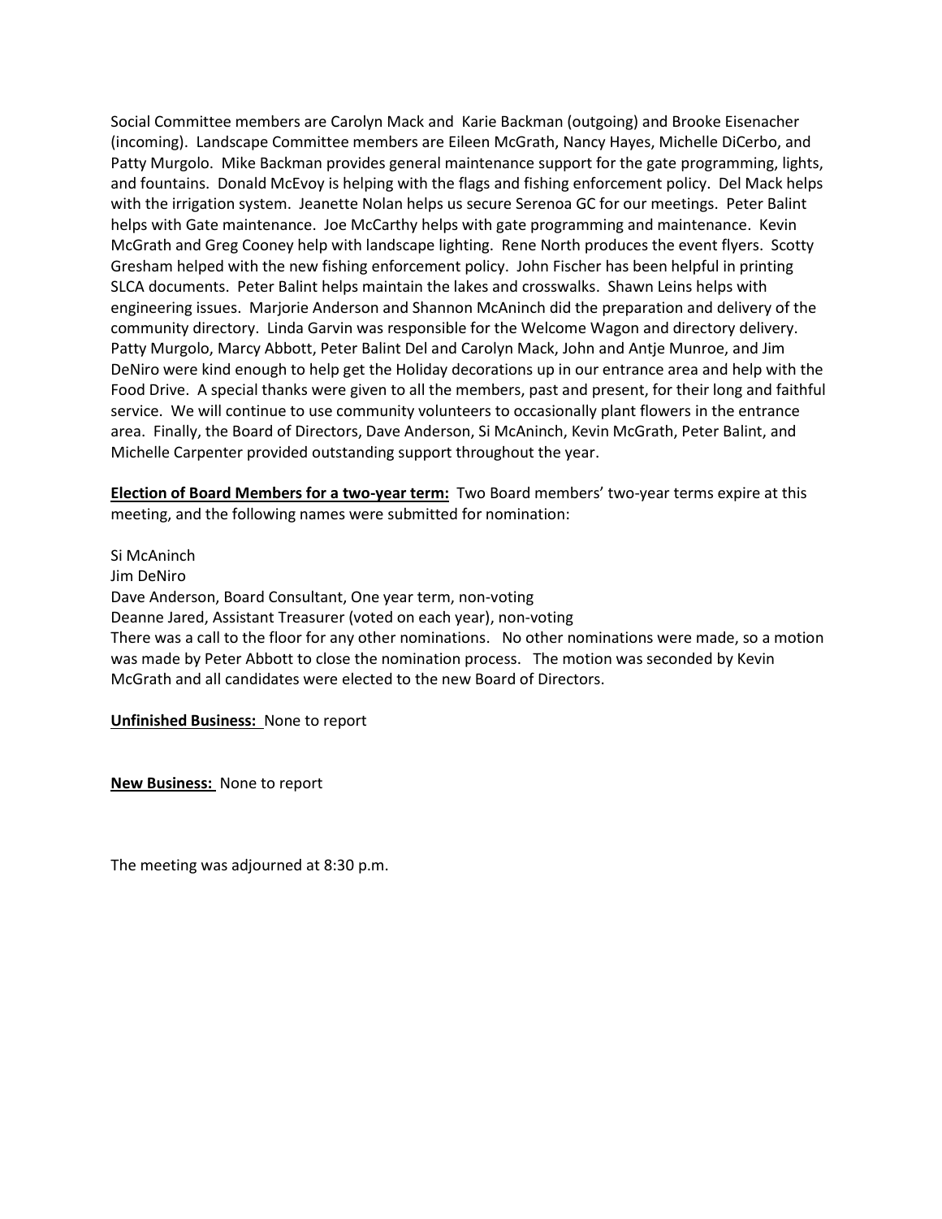Social Committee members are Carolyn Mack and Karie Backman (outgoing) and Brooke Eisenacher (incoming). Landscape Committee members are Eileen McGrath, Nancy Hayes, Michelle DiCerbo, and Patty Murgolo. Mike Backman provides general maintenance support for the gate programming, lights, and fountains. Donald McEvoy is helping with the flags and fishing enforcement policy. Del Mack helps with the irrigation system. Jeanette Nolan helps us secure Serenoa GC for our meetings. Peter Balint helps with Gate maintenance. Joe McCarthy helps with gate programming and maintenance. Kevin McGrath and Greg Cooney help with landscape lighting. Rene North produces the event flyers. Scotty Gresham helped with the new fishing enforcement policy. John Fischer has been helpful in printing SLCA documents. Peter Balint helps maintain the lakes and crosswalks. Shawn Leins helps with engineering issues. Marjorie Anderson and Shannon McAninch did the preparation and delivery of the community directory. Linda Garvin was responsible for the Welcome Wagon and directory delivery. Patty Murgolo, Marcy Abbott, Peter Balint Del and Carolyn Mack, John and Antje Munroe, and Jim DeNiro were kind enough to help get the Holiday decorations up in our entrance area and help with the Food Drive. A special thanks were given to all the members, past and present, for their long and faithful service. We will continue to use community volunteers to occasionally plant flowers in the entrance area. Finally, the Board of Directors, Dave Anderson, Si McAninch, Kevin McGrath, Peter Balint, and Michelle Carpenter provided outstanding support throughout the year.

**Election of Board Members for a two-year term:** Two Board members' two-year terms expire at this meeting, and the following names were submitted for nomination:

Si McAninch
Jim DeNiro
Dave Anderson, Board Consultant, One year term, non-voting
Deanne Jared, Assistant Treasurer (voted on each year), non-voting
There was a call to the floor for any other nominations. No other nominations were made, so a motion was made by Peter Abbott to close the nomination process. The motion was seconded by Kevin McGrath and all candidates were elected to the new Board of Directors.

**Unfinished Business:** None to report

**New Business:** None to report

The meeting was adjourned at 8:30 p.m.